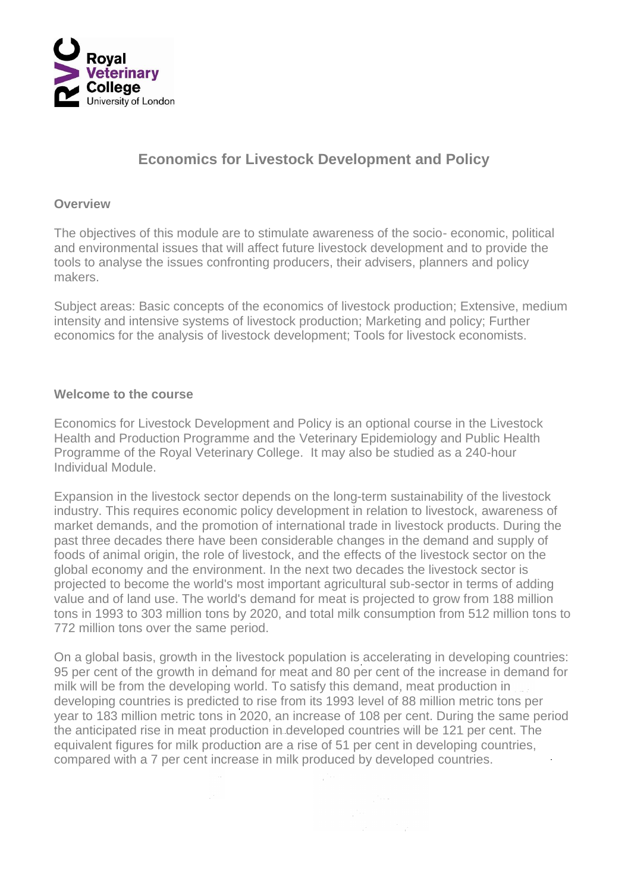Royal Veterinary College
University of London

# Economics for Livestock Development and Policy

## Overview

The objectives of this module are to stimulate awareness of the socio- economic, political and environmental issues that will affect future livestock development and to provide the tools to analyse the issues confronting producers, their advisers, planners and policy makers.

Subject areas: Basic concepts of the economics of livestock production; Extensive, medium intensity and intensive systems of livestock production; Marketing and policy; Further economics for the analysis of livestock development; Tools for livestock economists.

## Welcome to the course

Economics for Livestock Development and Policy is an optional course in the Livestock Health and Production Programme and the Veterinary Epidemiology and Public Health Programme of the Royal Veterinary College. It may also be studied as a 240-hour Individual Module.

Expansion in the livestock sector depends on the long-term sustainability of the livestock industry. This requires economic policy development in relation to livestock, awareness of market demands, and the promotion of international trade in livestock products. During the past three decades there have been considerable changes in the demand and supply of foods of animal origin, the role of livestock, and the effects of the livestock sector on the global economy and the environment. In the next two decades the livestock sector is projected to become the world's most important agricultural sub-sector in terms of adding value and of land use. The world's demand for meat is projected to grow from 188 million tons in 1993 to 303 million tons by 2020, and total milk consumption from 512 million tons to 772 million tons over the same period.

On a global basis, growth in the livestock population is accelerating in developing countries: 95 per cent of the growth in demand for meat and 80 per cent of the increase in demand for milk will be from the developing world. To satisfy this demand, meat production in developing countries is predicted to rise from its 1993 level of 88 million metric tons per year to 183 million metric tons in 2020, an increase of 108 per cent. During the same period the anticipated rise in meat production in developed countries will be 121 per cent. The equivalent figures for milk production are a rise of 51 per cent in developing countries, compared with a 7 per cent increase in milk produced by developed countries.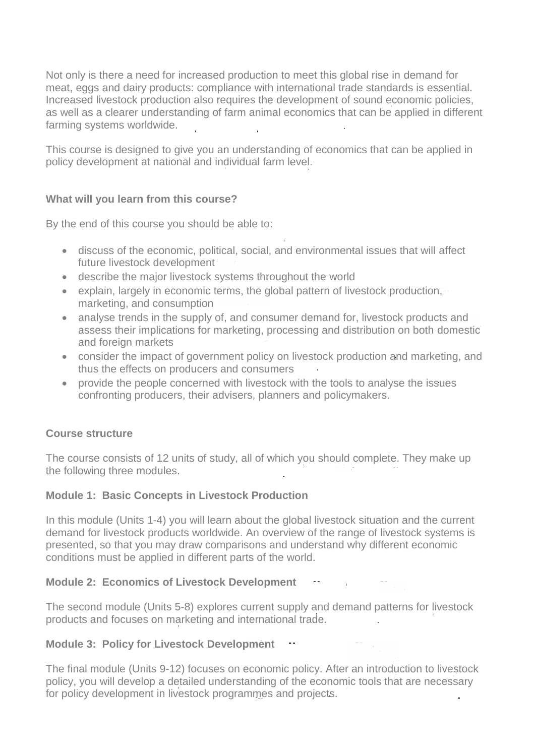Not only is there a need for increased production to meet this global rise in demand for meat, eggs and dairy products: compliance with international trade standards is essential. Increased livestock production also requires the development of sound economic policies, as well as a clearer understanding of farm animal economics that can be applied in different farming systems worldwide.

This course is designed to give you an understanding of economics that can be applied in policy development at national and individual farm level.

**What will you learn from this course?**

By the end of this course you should be able to:

- discuss of the economic, political, social, and environmental issues that will affect future livestock development
- describe the major livestock systems throughout the world
- explain, largely in economic terms, the global pattern of livestock production, marketing, and consumption
- analyse trends in the supply of, and consumer demand for, livestock products and assess their implications for marketing, processing and distribution on both domestic and foreign markets
- consider the impact of government policy on livestock production and marketing, and thus the effects on producers and consumers
- provide the people concerned with livestock with the tools to analyse the issues confronting producers, their advisers, planners and policymakers.

**Course structure**

The course consists of 12 units of study, all of which you should complete. They make up the following three modules.

**Module 1: Basic Concepts in Livestock Production**

In this module (Units 1-4) you will learn about the global livestock situation and the current demand for livestock products worldwide. An overview of the range of livestock systems is presented, so that you may draw comparisons and understand why different economic conditions must be applied in different parts of the world.

**Module 2: Economics of Livestock Development**

The second module (Units 5-8) explores current supply and demand patterns for livestock products and focuses on marketing and international trade.

**Module 3: Policy for Livestock Development**

The final module (Units 9-12) focuses on economic policy. After an introduction to livestock policy, you will develop a detailed understanding of the economic tools that are necessary for policy development in livestock programmes and projects.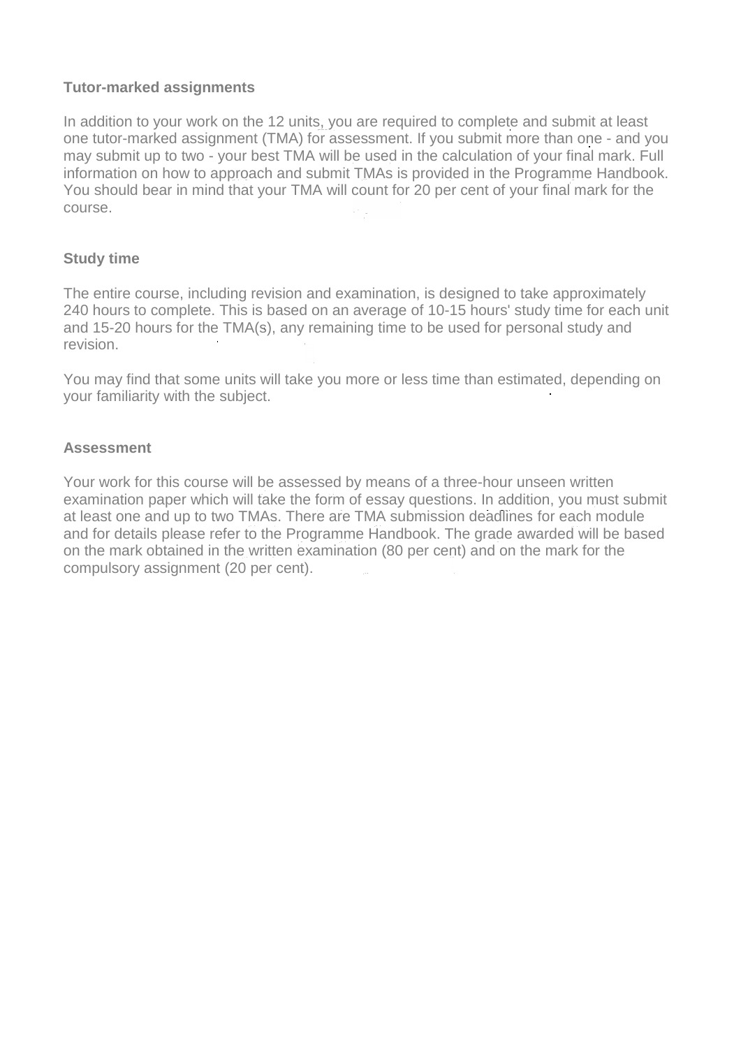### Tutor-marked assignments

In addition to your work on the 12 units, you are required to complete and submit at least one tutor-marked assignment (TMA) for assessment. If you submit more than one - and you may submit up to two - your best TMA will be used in the calculation of your final mark. Full information on how to approach and submit TMAs is provided in the Programme Handbook. You should bear in mind that your TMA will count for 20 per cent of your final mark for the course.

### Study time

The entire course, including revision and examination, is designed to take approximately 240 hours to complete. This is based on an average of 10-15 hours' study time for each unit and 15-20 hours for the TMA(s), any remaining time to be used for personal study and revision.

You may find that some units will take you more or less time than estimated, depending on your familiarity with the subject.

### Assessment

Your work for this course will be assessed by means of a three-hour unseen written examination paper which will take the form of essay questions. In addition, you must submit at least one and up to two TMAs. There are TMA submission deadlines for each module and for details please refer to the Programme Handbook. The grade awarded will be based on the mark obtained in the written examination (80 per cent) and on the mark for the compulsory assignment (20 per cent).